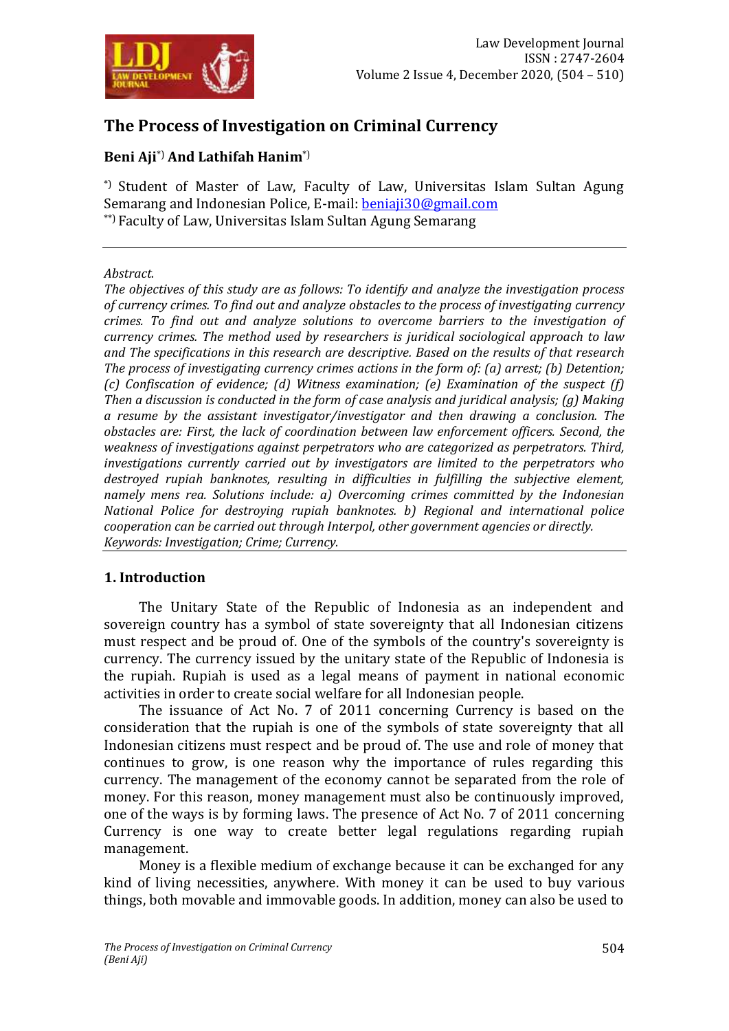# The Process of Investigation on Criminal Currency

**Beni Aji**[*)] **And Lathifah Hanim**[*)]

[*)] Student of Master of Law, Faculty of Law, Universitas Islam Sultan Agung Semarang and Indonesian Police, E-mail: beniaji30@gmail.com
[**)] Faculty of Law, Universitas Islam Sultan Agung Semarang

*Abstract.*
*The objectives of this study are as follows: To identify and analyze the investigation process of currency crimes. To find out and analyze obstacles to the process of investigating currency crimes. To find out and analyze solutions to overcome barriers to the investigation of currency crimes. The method used by researchers is juridical sociological approach to law and The specifications in this research are descriptive. Based on the results of that research The process of investigating currency crimes actions in the form of: (a) arrest; (b) Detention; (c) Confiscation of evidence; (d) Witness examination; (e) Examination of the suspect (f) Then a discussion is conducted in the form of case analysis and juridical analysis; (g) Making a resume by the assistant investigator/investigator and then drawing a conclusion. The obstacles are: First, the lack of coordination between law enforcement officers. Second, the weakness of investigations against perpetrators who are categorized as perpetrators. Third, investigations currently carried out by investigators are limited to the perpetrators who destroyed rupiah banknotes, resulting in difficulties in fulfilling the subjective element, namely mens rea. Solutions include: a) Overcoming crimes committed by the Indonesian National Police for destroying rupiah banknotes. b) Regional and international police cooperation can be carried out through Interpol, other government agencies or directly.*
*Keywords: Investigation; Crime; Currency.*

## 1. Introduction

The Unitary State of the Republic of Indonesia as an independent and sovereign country has a symbol of state sovereignty that all Indonesian citizens must respect and be proud of. One of the symbols of the country's sovereignty is currency. The currency issued by the unitary state of the Republic of Indonesia is the rupiah. Rupiah is used as a legal means of payment in national economic activities in order to create social welfare for all Indonesian people.

The issuance of Act No. 7 of 2011 concerning Currency is based on the consideration that the rupiah is one of the symbols of state sovereignty that all Indonesian citizens must respect and be proud of. The use and role of money that continues to grow, is one reason why the importance of rules regarding this currency. The management of the economy cannot be separated from the role of money. For this reason, money management must also be continuously improved, one of the ways is by forming laws. The presence of Act No. 7 of 2011 concerning Currency is one way to create better legal regulations regarding rupiah management.

Money is a flexible medium of exchange because it can be exchanged for any kind of living necessities, anywhere. With money it can be used to buy various things, both movable and immovable goods. In addition, money can also be used to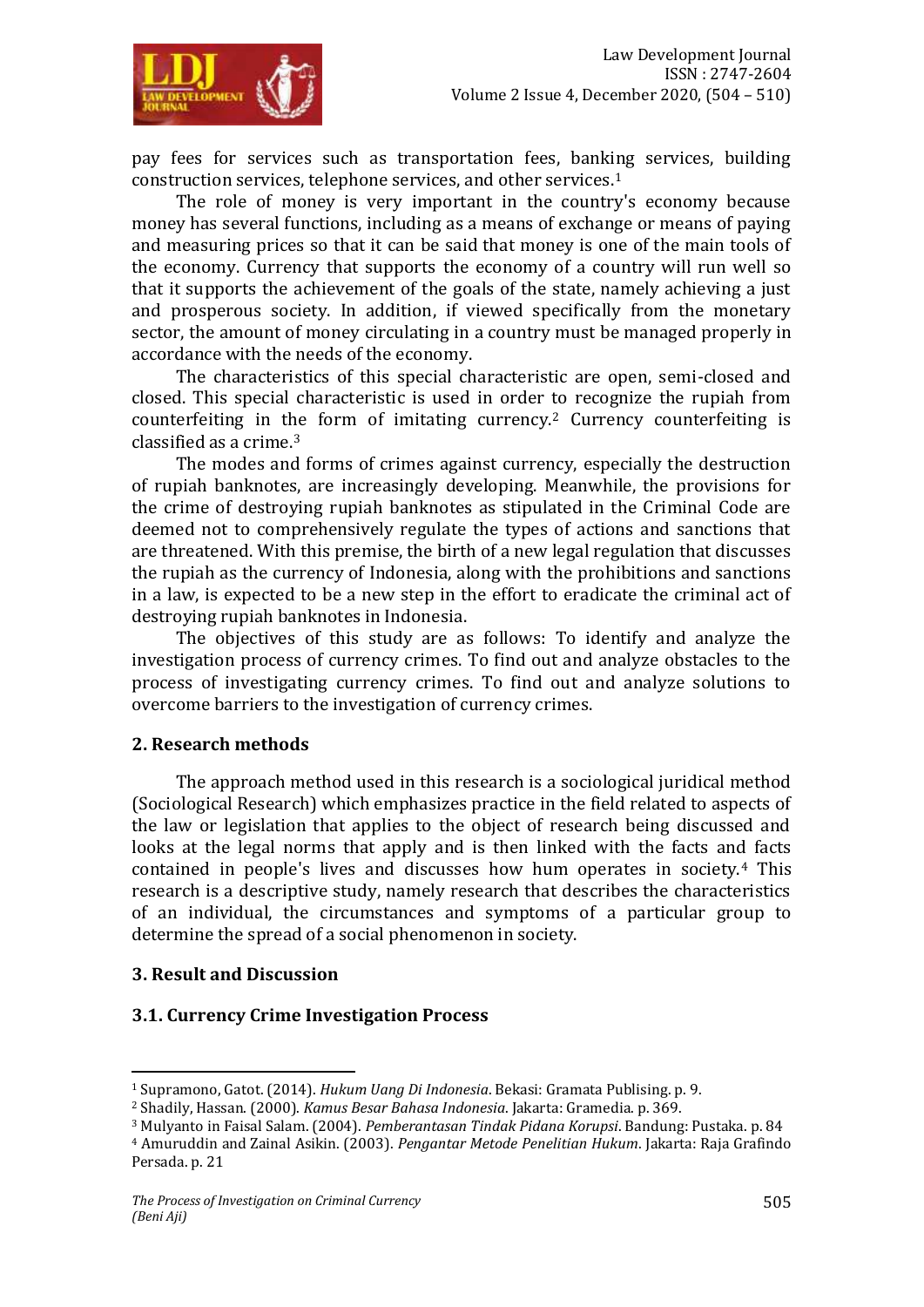pay fees for services such as transportation fees, banking services, building construction services, telephone services, and other services.[1]

The role of money is very important in the country's economy because money has several functions, including as a means of exchange or means of paying and measuring prices so that it can be said that money is one of the main tools of the economy. Currency that supports the economy of a country will run well so that it supports the achievement of the goals of the state, namely achieving a just and prosperous society. In addition, if viewed specifically from the monetary sector, the amount of money circulating in a country must be managed properly in accordance with the needs of the economy.

The characteristics of this special characteristic are open, semi-closed and closed. This special characteristic is used in order to recognize the rupiah from counterfeiting in the form of imitating currency.[2] Currency counterfeiting is classified as a crime.[3]

The modes and forms of crimes against currency, especially the destruction of rupiah banknotes, are increasingly developing. Meanwhile, the provisions for the crime of destroying rupiah banknotes as stipulated in the Criminal Code are deemed not to comprehensively regulate the types of actions and sanctions that are threatened. With this premise, the birth of a new legal regulation that discusses the rupiah as the currency of Indonesia, along with the prohibitions and sanctions in a law, is expected to be a new step in the effort to eradicate the criminal act of destroying rupiah banknotes in Indonesia.

The objectives of this study are as follows: To identify and analyze the investigation process of currency crimes. To find out and analyze obstacles to the process of investigating currency crimes. To find out and analyze solutions to overcome barriers to the investigation of currency crimes.

## 2. Research methods

The approach method used in this research is a sociological juridical method (Sociological Research) which emphasizes practice in the field related to aspects of the law or legislation that applies to the object of research being discussed and looks at the legal norms that apply and is then linked with the facts and facts contained in people's lives and discusses how hum operates in society.[4] This research is a descriptive study, namely research that describes the characteristics of an individual, the circumstances and symptoms of a particular group to determine the spread of a social phenomenon in society.

## 3. Result and Discussion

### 3.1. Currency Crime Investigation Process

---

[1] Supramono, Gatot. (2014). *Hukum Uang Di Indonesia*. Bekasi: Gramata Publising. p. 9.

[2] Shadily, Hassan. (2000). *Kamus Besar Bahasa Indonesia*. Jakarta: Gramedia. p. 369.

[3] Mulyanto in Faisal Salam. (2004). *Pemberantasan Tindak Pidana Korupsi*. Bandung: Pustaka. p. 84

[4] Amuruddin and Zainal Asikin. (2003). *Pengantar Metode Penelitian Hukum*. Jakarta: Raja Grafindo Persada. p. 21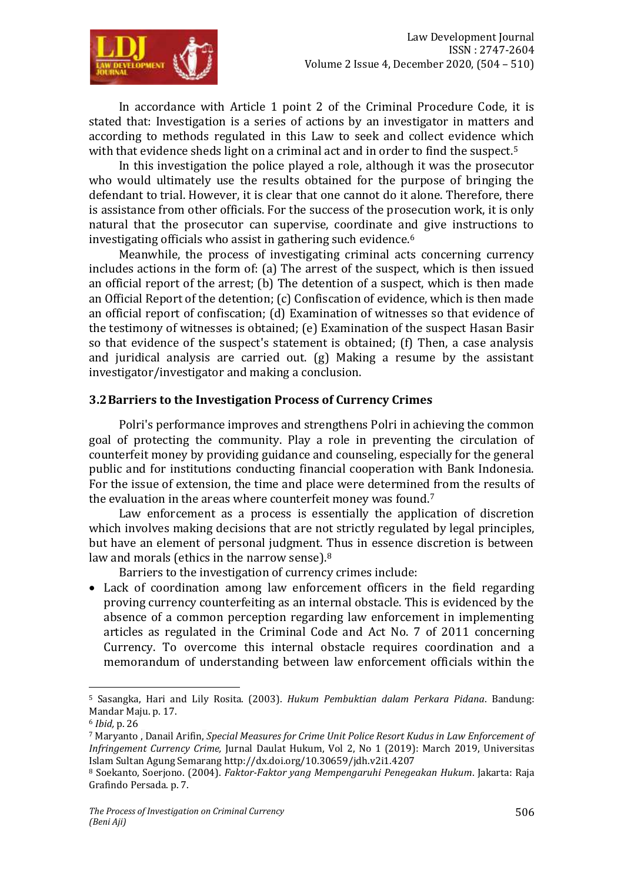In accordance with Article 1 point 2 of the Criminal Procedure Code, it is stated that: Investigation is a series of actions by an investigator in matters and according to methods regulated in this Law to seek and collect evidence which with that evidence sheds light on a criminal act and in order to find the suspect.[5]

In this investigation the police played a role, although it was the prosecutor who would ultimately use the results obtained for the purpose of bringing the defendant to trial. However, it is clear that one cannot do it alone. Therefore, there is assistance from other officials. For the success of the prosecution work, it is only natural that the prosecutor can supervise, coordinate and give instructions to investigating officials who assist in gathering such evidence.[6]

Meanwhile, the process of investigating criminal acts concerning currency includes actions in the form of: (a) The arrest of the suspect, which is then issued an official report of the arrest; (b) The detention of a suspect, which is then made an Official Report of the detention; (c) Confiscation of evidence, which is then made an official report of confiscation; (d) Examination of witnesses so that evidence of the testimony of witnesses is obtained; (e) Examination of the suspect Hasan Basir so that evidence of the suspect's statement is obtained; (f) Then, a case analysis and juridical analysis are carried out. (g) Making a resume by the assistant investigator/investigator and making a conclusion.

### 3.2 Barriers to the Investigation Process of Currency Crimes

Polri's performance improves and strengthens Polri in achieving the common goal of protecting the community. Play a role in preventing the circulation of counterfeit money by providing guidance and counseling, especially for the general public and for institutions conducting financial cooperation with Bank Indonesia. For the issue of extension, the time and place were determined from the results of the evaluation in the areas where counterfeit money was found.[7]

Law enforcement as a process is essentially the application of discretion which involves making decisions that are not strictly regulated by legal principles, but have an element of personal judgment. Thus in essence discretion is between law and morals (ethics in the narrow sense).[8]

Barriers to the investigation of currency crimes include:

- Lack of coordination among law enforcement officers in the field regarding proving currency counterfeiting as an internal obstacle. This is evidenced by the absence of a common perception regarding law enforcement in implementing articles as regulated in the Criminal Code and Act No. 7 of 2011 concerning Currency. To overcome this internal obstacle requires coordination and a memorandum of understanding between law enforcement officials within the

---

[5] Sasangka, Hari and Lily Rosita. (2003). *Hukum Pembuktian dalam Perkara Pidana*. Bandung: Mandar Maju. p. 17.

[6] *Ibid,* p. 26

[7] Maryanto , Danail Arifin, *Special Measures for Crime Unit Police Resort Kudus in Law Enforcement of Infringement Currency Crime,* Jurnal Daulat Hukum, Vol 2, No 1 (2019): March 2019, Universitas Islam Sultan Agung Semarang http://dx.doi.org/10.30659/jdh.v2i1.4207

[8] Soekanto, Soerjono. (2004). *Faktor-Faktor yang Mempengaruhi Penegeakan Hukum*. Jakarta: Raja Grafindo Persada. p. 7.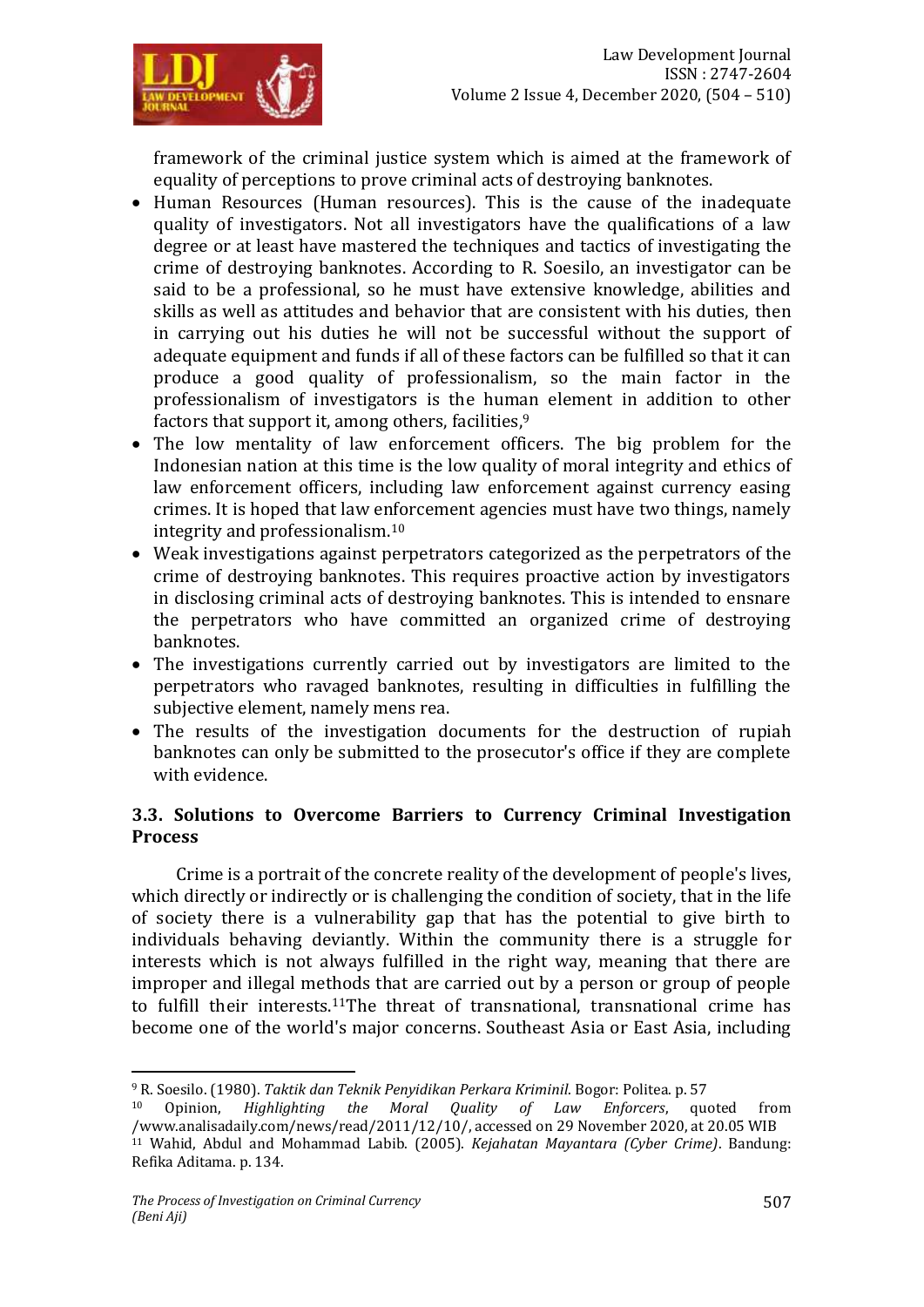framework of the criminal justice system which is aimed at the framework of equality of perceptions to prove criminal acts of destroying banknotes.

- Human Resources (Human resources). This is the cause of the inadequate quality of investigators. Not all investigators have the qualifications of a law degree or at least have mastered the techniques and tactics of investigating the crime of destroying banknotes. According to R. Soesilo, an investigator can be said to be a professional, so he must have extensive knowledge, abilities and skills as well as attitudes and behavior that are consistent with his duties, then in carrying out his duties he will not be successful without the support of adequate equipment and funds if all of these factors can be fulfilled so that it can produce a good quality of professionalism, so the main factor in the professionalism of investigators is the human element in addition to other factors that support it, among others, facilities,[9]
- The low mentality of law enforcement officers. The big problem for the Indonesian nation at this time is the low quality of moral integrity and ethics of law enforcement officers, including law enforcement against currency easing crimes. It is hoped that law enforcement agencies must have two things, namely integrity and professionalism.[10]
- Weak investigations against perpetrators categorized as the perpetrators of the crime of destroying banknotes. This requires proactive action by investigators in disclosing criminal acts of destroying banknotes. This is intended to ensnare the perpetrators who have committed an organized crime of destroying banknotes.
- The investigations currently carried out by investigators are limited to the perpetrators who ravaged banknotes, resulting in difficulties in fulfilling the subjective element, namely mens rea.
- The results of the investigation documents for the destruction of rupiah banknotes can only be submitted to the prosecutor's office if they are complete with evidence.

### 3.3. Solutions to Overcome Barriers to Currency Criminal Investigation Process

Crime is a portrait of the concrete reality of the development of people's lives, which directly or indirectly or is challenging the condition of society, that in the life of society there is a vulnerability gap that has the potential to give birth to individuals behaving deviantly. Within the community there is a struggle for interests which is not always fulfilled in the right way, meaning that there are improper and illegal methods that are carried out by a person or group of people to fulfill their interests.[11]The threat of transnational, transnational crime has become one of the world's major concerns. Southeast Asia or East Asia, including

---

[9] R. Soesilo. (1980). *Taktik dan Teknik Penyidikan Perkara Kriminil*. Bogor: Politea. p. 57

[10] Opinion, *Highlighting the Moral Quality of Law Enforcers*, quoted from /www.analisadaily.com/news/read/2011/12/10/, accessed on 29 November 2020, at 20.05 WIB

[11] Wahid, Abdul and Mohammad Labib. (2005). *Kejahatan Mayantara (Cyber Crime)*. Bandung: Refika Aditama. p. 134.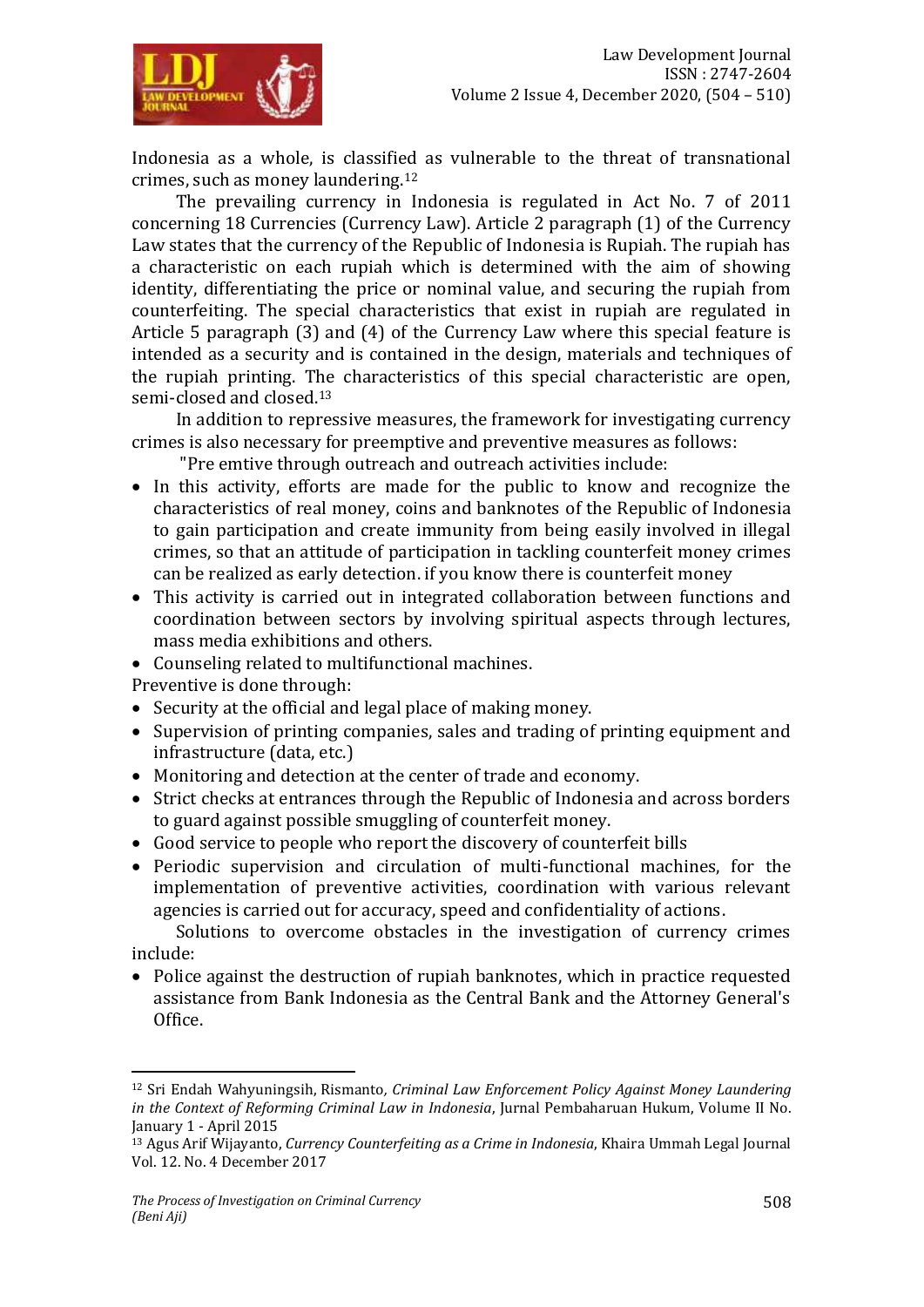Indonesia as a whole, is classified as vulnerable to the threat of transnational crimes, such as money laundering.[12]

The prevailing currency in Indonesia is regulated in Act No. 7 of 2011 concerning 18 Currencies (Currency Law). Article 2 paragraph (1) of the Currency Law states that the currency of the Republic of Indonesia is Rupiah. The rupiah has a characteristic on each rupiah which is determined with the aim of showing identity, differentiating the price or nominal value, and securing the rupiah from counterfeiting. The special characteristics that exist in rupiah are regulated in Article 5 paragraph (3) and (4) of the Currency Law where this special feature is intended as a security and is contained in the design, materials and techniques of the rupiah printing. The characteristics of this special characteristic are open, semi-closed and closed.[13]

In addition to repressive measures, the framework for investigating currency crimes is also necessary for preemptive and preventive measures as follows:

"Pre emtive through outreach and outreach activities include:

- In this activity, efforts are made for the public to know and recognize the characteristics of real money, coins and banknotes of the Republic of Indonesia to gain participation and create immunity from being easily involved in illegal crimes, so that an attitude of participation in tackling counterfeit money crimes can be realized as early detection. if you know there is counterfeit money
- This activity is carried out in integrated collaboration between functions and coordination between sectors by involving spiritual aspects through lectures, mass media exhibitions and others.
- Counseling related to multifunctional machines.

Preventive is done through:

- Security at the official and legal place of making money.
- Supervision of printing companies, sales and trading of printing equipment and infrastructure (data, etc.)
- Monitoring and detection at the center of trade and economy.
- Strict checks at entrances through the Republic of Indonesia and across borders to guard against possible smuggling of counterfeit money.
- Good service to people who report the discovery of counterfeit bills
- Periodic supervision and circulation of multi-functional machines, for the implementation of preventive activities, coordination with various relevant agencies is carried out for accuracy, speed and confidentiality of actions.

Solutions to overcome obstacles in the investigation of currency crimes include:

- Police against the destruction of rupiah banknotes, which in practice requested assistance from Bank Indonesia as the Central Bank and the Attorney General's Office.

---

[12] Sri Endah Wahyuningsih, Rismanto, *Criminal Law Enforcement Policy Against Money Laundering in the Context of Reforming Criminal Law in Indonesia*, Jurnal Pembaharuan Hukum, Volume II No. January 1 - April 2015

[13] Agus Arif Wijayanto, *Currency Counterfeiting as a Crime in Indonesia*, Khaira Ummah Legal Journal Vol. 12. No. 4 December 2017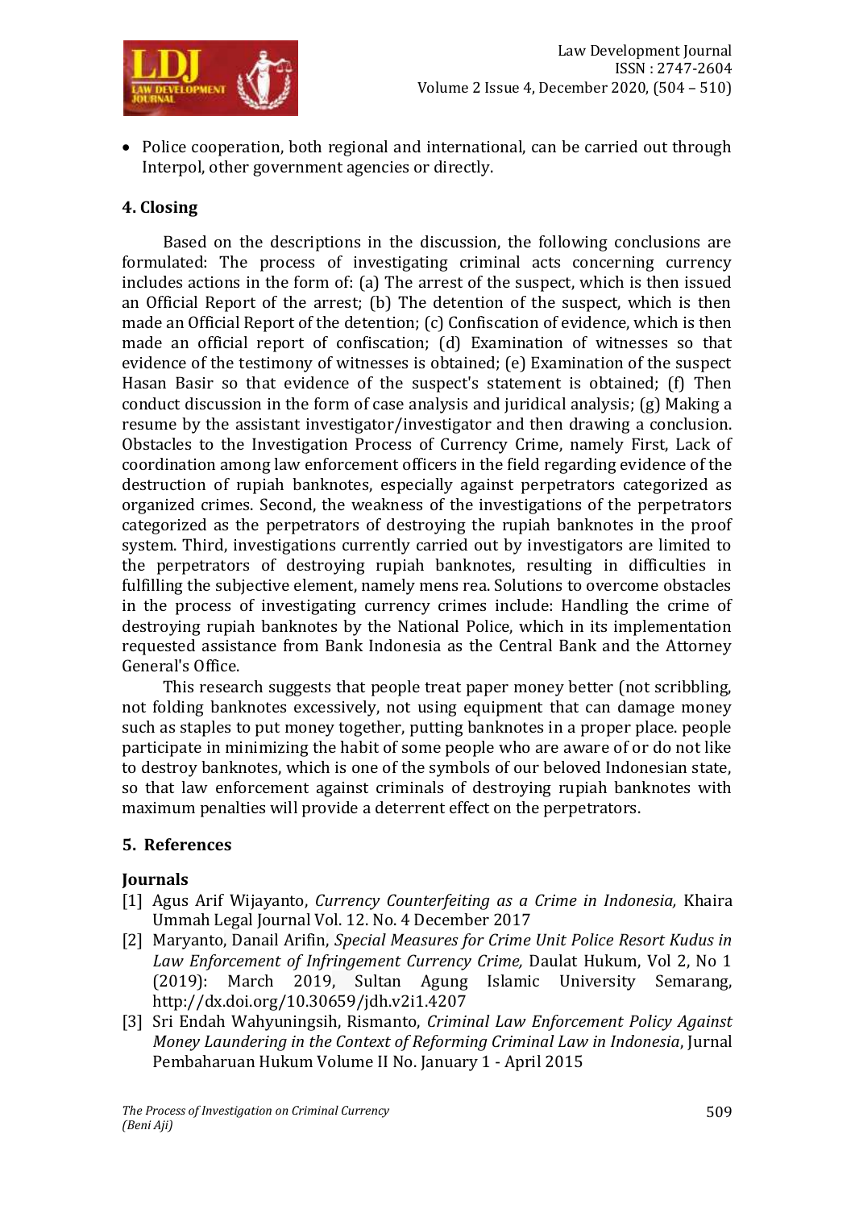- Police cooperation, both regional and international, can be carried out through Interpol, other government agencies or directly.

## 4. Closing

Based on the descriptions in the discussion, the following conclusions are formulated: The process of investigating criminal acts concerning currency includes actions in the form of: (a) The arrest of the suspect, which is then issued an Official Report of the arrest; (b) The detention of the suspect, which is then made an Official Report of the detention; (c) Confiscation of evidence, which is then made an official report of confiscation; (d) Examination of witnesses so that evidence of the testimony of witnesses is obtained; (e) Examination of the suspect Hasan Basir so that evidence of the suspect's statement is obtained; (f) Then conduct discussion in the form of case analysis and juridical analysis; (g) Making a resume by the assistant investigator/investigator and then drawing a conclusion. Obstacles to the Investigation Process of Currency Crime, namely First, Lack of coordination among law enforcement officers in the field regarding evidence of the destruction of rupiah banknotes, especially against perpetrators categorized as organized crimes. Second, the weakness of the investigations of the perpetrators categorized as the perpetrators of destroying the rupiah banknotes in the proof system. Third, investigations currently carried out by investigators are limited to the perpetrators of destroying rupiah banknotes, resulting in difficulties in fulfilling the subjective element, namely mens rea. Solutions to overcome obstacles in the process of investigating currency crimes include: Handling the crime of destroying rupiah banknotes by the National Police, which in its implementation requested assistance from Bank Indonesia as the Central Bank and the Attorney General's Office.

This research suggests that people treat paper money better (not scribbling, not folding banknotes excessively, not using equipment that can damage money such as staples to put money together, putting banknotes in a proper place. people participate in minimizing the habit of some people who are aware of or do not like to destroy banknotes, which is one of the symbols of our beloved Indonesian state, so that law enforcement against criminals of destroying rupiah banknotes with maximum penalties will provide a deterrent effect on the perpetrators.

## 5. References

### Journals

[1] Agus Arif Wijayanto, *Currency Counterfeiting as a Crime in Indonesia,* Khaira Ummah Legal Journal Vol. 12. No. 4 December 2017

[2] Maryanto, Danail Arifin, *Special Measures for Crime Unit Police Resort Kudus in Law Enforcement of Infringement Currency Crime,* Daulat Hukum, Vol 2, No 1 (2019): March 2019, Sultan Agung Islamic University Semarang, http://dx.doi.org/10.30659/jdh.v2i1.4207

[3] Sri Endah Wahyuningsih, Rismanto, *Criminal Law Enforcement Policy Against Money Laundering in the Context of Reforming Criminal Law in Indonesia*, Jurnal Pembaharuan Hukum Volume II No. January 1 - April 2015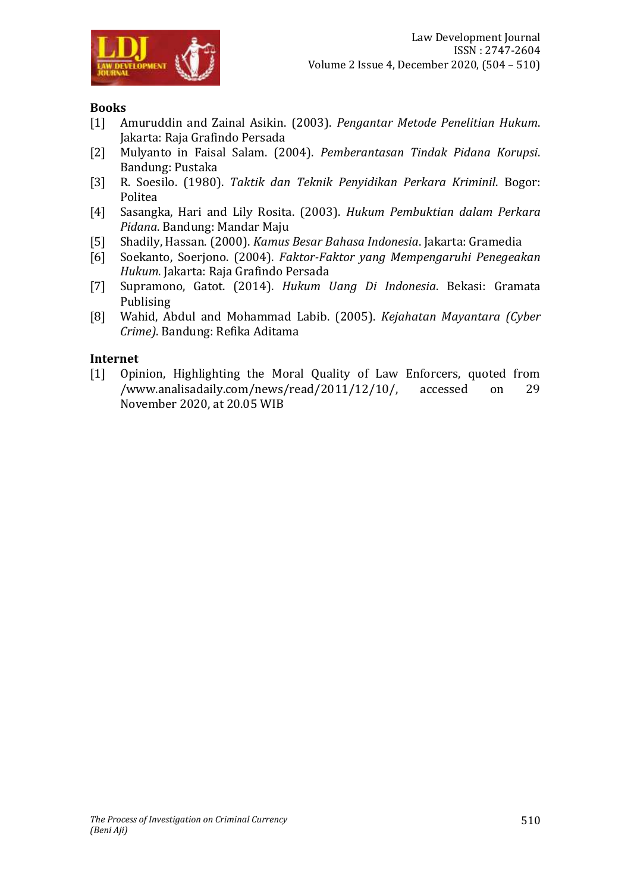**Books**

[1] Amuruddin and Zainal Asikin. (2003). *Pengantar Metode Penelitian Hukum*. Jakarta: Raja Grafindo Persada

[2] Mulyanto in Faisal Salam. (2004). *Pemberantasan Tindak Pidana Korupsi*. Bandung: Pustaka

[3] R. Soesilo. (1980). *Taktik dan Teknik Penyidikan Perkara Kriminil*. Bogor: Politea

[4] Sasangka, Hari and Lily Rosita. (2003). *Hukum Pembuktian dalam Perkara Pidana*. Bandung: Mandar Maju

[5] Shadily, Hassan. (2000). *Kamus Besar Bahasa Indonesia*. Jakarta: Gramedia

[6] Soekanto, Soerjono. (2004). *Faktor-Faktor yang Mempengaruhi Penegeakan Hukum*. Jakarta: Raja Grafindo Persada

[7] Supramono, Gatot. (2014). *Hukum Uang Di Indonesia*. Bekasi: Gramata Publising

[8] Wahid, Abdul and Mohammad Labib. (2005). *Kejahatan Mayantara (Cyber Crime)*. Bandung: Refika Aditama

**Internet**

[1] Opinion, Highlighting the Moral Quality of Law Enforcers, quoted from /www.analisadaily.com/news/read/2011/12/10/, accessed on 29 November 2020, at 20.05 WIB